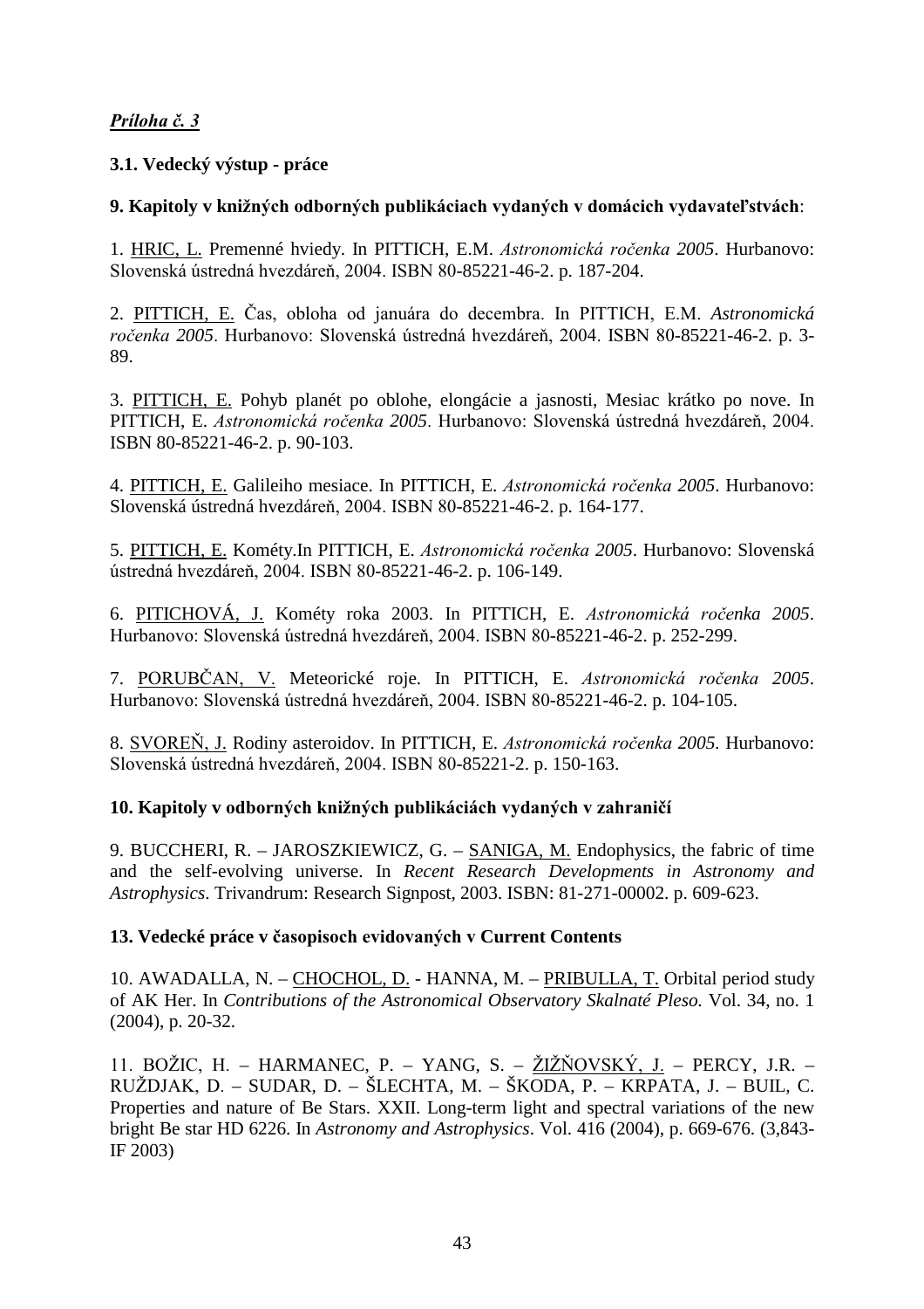***Príloha č. 3***

**3.1. Vedecký výstup - práce**

**9. Kapitoly v knižných odborných publikáciach vydaných v domácich vydavateľstvách**:

1. HRIC, L. Premenné hviedy. In PITTICH, E.M. *Astronomická ročenka 2005*. Hurbanovo: Slovenská ústredná hvezdáreň, 2004. ISBN 80-85221-46-2. p. 187-204.

2. PITTICH, E. Čas, obloha od januára do decembra. In PITTICH, E.M. *Astronomická ročenka 2005*. Hurbanovo: Slovenská ústredná hvezdáreň, 2004. ISBN 80-85221-46-2. p. 3-89.

3. PITTICH, E. Pohyb planét po oblohe, elongácie a jasnosti, Mesiac krátko po nove. In PITTICH, E. *Astronomická ročenka 2005*. Hurbanovo: Slovenská ústredná hvezdáreň, 2004. ISBN 80-85221-46-2. p. 90-103.

4. PITTICH, E. Galileiho mesiace. In PITTICH, E. *Astronomická ročenka 2005*. Hurbanovo: Slovenská ústredná hvezdáreň, 2004. ISBN 80-85221-46-2. p. 164-177.

5. PITTICH, E. Kométy.In PITTICH, E. *Astronomická ročenka 2005*. Hurbanovo: Slovenská ústredná hvezdáreň, 2004. ISBN 80-85221-46-2. p. 106-149.

6. PITICHOVÁ, J. Kométy roka 2003. In PITTICH, E. *Astronomická ročenka 2005*. Hurbanovo: Slovenská ústredná hvezdáreň, 2004. ISBN 80-85221-46-2. p. 252-299.

7. PORUBČAN, V. Meteorické roje. In PITTICH, E. *Astronomická ročenka 2005*. Hurbanovo: Slovenská ústredná hvezdáreň, 2004. ISBN 80-85221-46-2. p. 104-105.

8. SVOREŇ, J. Rodiny asteroidov. In PITTICH, E. *Astronomická ročenka 2005.* Hurbanovo: Slovenská ústredná hvezdáreň, 2004. ISBN 80-85221-2. p. 150-163.

**10. Kapitoly v odborných knižných publikáciách vydaných v zahraničí**

9. BUCCHERI, R. – JAROSZKIEWICZ, G. – SANIGA, M. Endophysics, the fabric of time and the self-evolving universe. In *Recent Research Developments in Astronomy and Astrophysics*. Trivandrum: Research Signpost, 2003. ISBN: 81-271-00002. p. 609-623.

**13. Vedecké práce v časopisoch evidovaných v Current Contents**

10. AWADALLA, N. – CHOCHOL, D. - HANNA, M. – PRIBULLA, T. Orbital period study of AK Her. In *Contributions of the Astronomical Observatory Skalnaté Pleso.* Vol. 34, no. 1 (2004), p. 20-32.

11. BOŽIC, H. – HARMANEC, P. – YANG, S. – ŽIŽŇOVSKÝ, J. – PERCY, J.R. – RUŽDJAK, D. – SUDAR, D. – ŠLECHTA, M. – ŠKODA, P. – KRPATA, J. – BUIL, C. Properties and nature of Be Stars. XXII. Long-term light and spectral variations of the new bright Be star HD 6226. In *Astronomy and Astrophysics*. Vol. 416 (2004), p. 669-676. (3,843-IF 2003)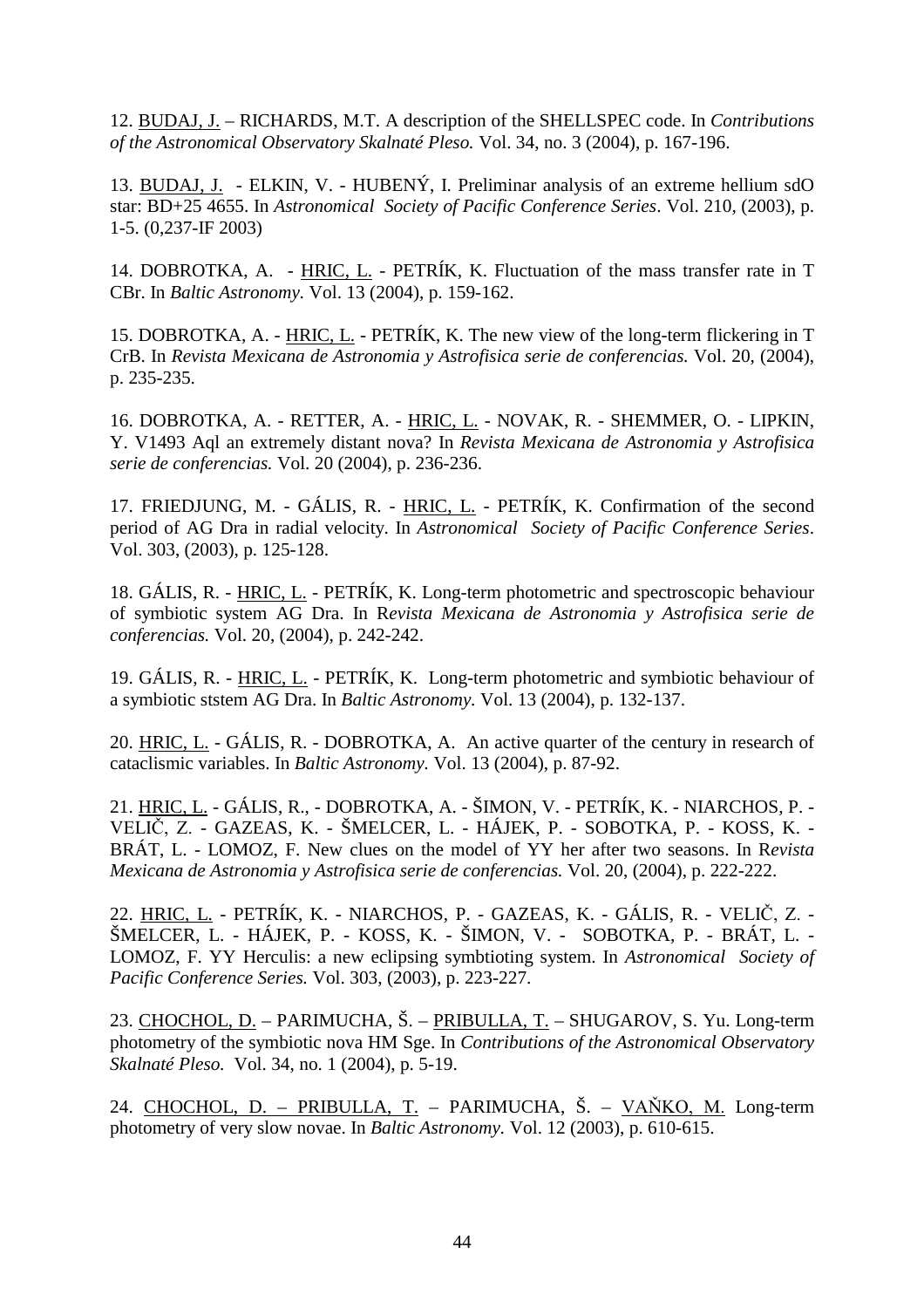12. BUDAJ, J. – RICHARDS, M.T. A description of the SHELLSPEC code. In *Contributions of the Astronomical Observatory Skalnaté Pleso.* Vol. 34, no. 3 (2004), p. 167-196.

13. BUDAJ, J. - ELKIN, V. - HUBENÝ, I. Preliminar analysis of an extreme hellium sdO star: BD+25 4655. In *Astronomical Society of Pacific Conference Series*. Vol. 210, (2003), p. 1-5. (0,237-IF 2003)

14. DOBROTKA, A. - HRIC, L. - PETRÍK, K. Fluctuation of the mass transfer rate in T CBr. In *Baltic Astronomy.* Vol. 13 (2004), p. 159-162.

15. DOBROTKA, A. - HRIC, L. - PETRÍK, K. The new view of the long-term flickering in T CrB. In *Revista Mexicana de Astronomia y Astrofisica serie de conferencias.* Vol. 20, (2004), p. 235-235.

16. DOBROTKA, A. - RETTER, A. - HRIC, L. - NOVAK, R. - SHEMMER, O. - LIPKIN, Y. V1493 Aql an extremely distant nova? In *Revista Mexicana de Astronomia y Astrofisica serie de conferencias.* Vol. 20 (2004), p. 236-236.

17. FRIEDJUNG, M. - GÁLIS, R. - HRIC, L. - PETRÍK, K. Confirmation of the second period of AG Dra in radial velocity. In *Astronomical Society of Pacific Conference Series*. Vol. 303, (2003), p. 125-128.

18. GÁLIS, R. - HRIC, L. - PETRÍK, K. Long-term photometric and spectroscopic behaviour of symbiotic system AG Dra. In R*evista Mexicana de Astronomia y Astrofisica serie de conferencias.* Vol. 20, (2004), p. 242-242.

19. GÁLIS, R. - HRIC, L. - PETRÍK, K. Long-term photometric and symbiotic behaviour of a symbiotic ststem AG Dra. In *Baltic Astronomy.* Vol. 13 (2004), p. 132-137.

20. HRIC, L. - GÁLIS, R. - DOBROTKA, A. An active quarter of the century in research of cataclismic variables. In *Baltic Astronomy.* Vol. 13 (2004), p. 87-92.

21. HRIC, L. - GÁLIS, R., - DOBROTKA, A. - ŠIMON, V. - PETRÍK, K. - NIARCHOS, P. - VELIČ, Z. - GAZEAS, K. - ŠMELCER, L. - HÁJEK, P. - SOBOTKA, P. - KOSS, K. - BRÁT, L. - LOMOZ, F. New clues on the model of YY her after two seasons. In R*evista Mexicana de Astronomia y Astrofisica serie de conferencias.* Vol. 20, (2004), p. 222-222.

22. HRIC, L. - PETRÍK, K. - NIARCHOS, P. - GAZEAS, K. - GÁLIS, R. - VELIČ, Z. - ŠMELCER, L. - HÁJEK, P. - KOSS, K. - ŠIMON, V. - SOBOTKA, P. - BRÁT, L. - LOMOZ, F. YY Herculis: a new eclipsing symbtioting system. In *Astronomical Society of Pacific Conference Series.* Vol. 303, (2003), p. 223-227.

23. CHOCHOL, D. – PARIMUCHA, Š. – PRIBULLA, T. – SHUGAROV, S. Yu. Long-term photometry of the symbiotic nova HM Sge. In *Contributions of the Astronomical Observatory Skalnaté Pleso.* Vol. 34, no. 1 (2004), p. 5-19.

24. CHOCHOL, D. – PRIBULLA, T. – PARIMUCHA, Š. – VAŇKO, M. Long-term photometry of very slow novae. In *Baltic Astronomy.* Vol. 12 (2003), p. 610-615.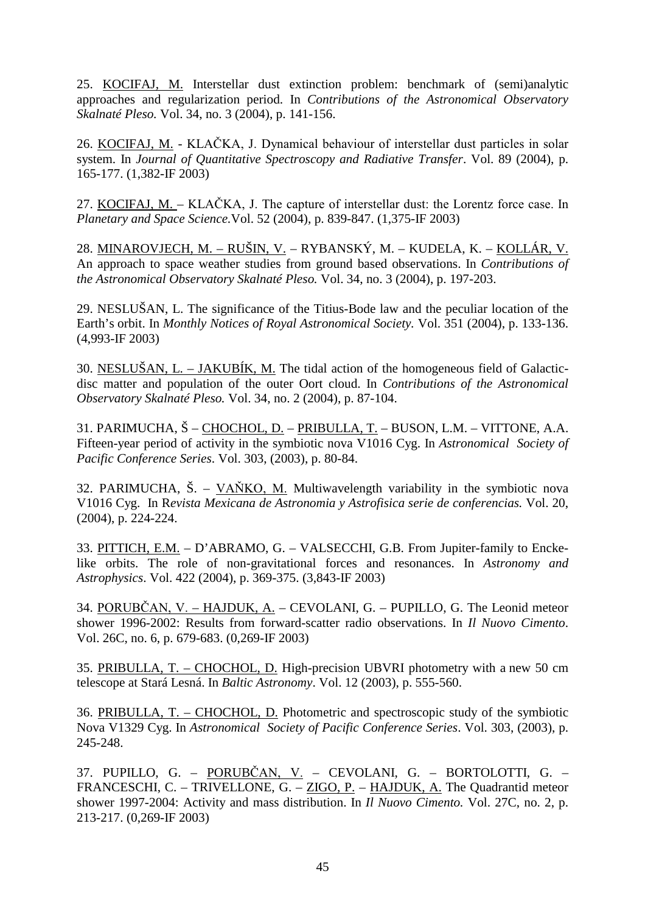25. KOCIFAJ, M. Interstellar dust extinction problem: benchmark of (semi)analytic approaches and regularization period. In *Contributions of the Astronomical Observatory Skalnaté Pleso.* Vol. 34, no. 3 (2004), p. 141-156.

26. KOCIFAJ, M. - KLAČKA, J. Dynamical behaviour of interstellar dust particles in solar system. In *Journal of Quantitative Spectroscopy and Radiative Transfer*. Vol. 89 (2004), p. 165-177. (1,382-IF 2003)

27. KOCIFAJ, M. – KLAČKA, J. The capture of interstellar dust: the Lorentz force case. In *Planetary and Space Science.*Vol. 52 (2004), p. 839-847. (1,375-IF 2003)

28. MINAROVJECH, M. – RUŠIN, V. – RYBANSKÝ, M. – KUDELA, K. – KOLLÁR, V. An approach to space weather studies from ground based observations. In *Contributions of the Astronomical Observatory Skalnaté Pleso.* Vol. 34, no. 3 (2004), p. 197-203.

29. NESLUŠAN, L. The significance of the Titius-Bode law and the peculiar location of the Earth's orbit. In *Monthly Notices of Royal Astronomical Society.* Vol. 351 (2004), p. 133-136. (4,993-IF 2003)

30. NESLUŠAN, L. – JAKUBÍK, M. The tidal action of the homogeneous field of Galactic-disc matter and population of the outer Oort cloud. In *Contributions of the Astronomical Observatory Skalnaté Pleso.* Vol. 34, no. 2 (2004), p. 87-104.

31. PARIMUCHA, Š – CHOCHOL, D. – PRIBULLA, T. – BUSON, L.M. – VITTONE, A.A. Fifteen-year period of activity in the symbiotic nova V1016 Cyg. In *Astronomical Society of Pacific Conference Series*. Vol. 303, (2003), p. 80-84.

32. PARIMUCHA, Š. – VAŇKO, M. Multiwavelength variability in the symbiotic nova V1016 Cyg. In R*evista Mexicana de Astronomia y Astrofisica serie de conferencias.* Vol. 20, (2004), p. 224-224.

33. PITTICH, E.M. – D'ABRAMO, G. – VALSECCHI, G.B. From Jupiter-family to Encke-like orbits. The role of non-gravitational forces and resonances. In *Astronomy and Astrophysics*. Vol. 422 (2004), p. 369-375. (3,843-IF 2003)

34. PORUBČAN, V. – HAJDUK, A. – CEVOLANI, G. – PUPILLO, G. The Leonid meteor shower 1996-2002: Results from forward-scatter radio observations. In *Il Nuovo Cimento*. Vol. 26C, no. 6, p. 679-683. (0,269-IF 2003)

35. PRIBULLA, T. – CHOCHOL, D. High-precision UBVRI photometry with a new 50 cm telescope at Stará Lesná. In *Baltic Astronomy*. Vol. 12 (2003), p. 555-560.

36. PRIBULLA, T. – CHOCHOL, D. Photometric and spectroscopic study of the symbiotic Nova V1329 Cyg. In *Astronomical Society of Pacific Conference Series*. Vol. 303, (2003), p. 245-248.

37. PUPILLO, G. – PORUBČAN, V. – CEVOLANI, G. – BORTOLOTTI, G. – FRANCESCHI, C. – TRIVELLONE, G. – ZIGO, P. – HAJDUK, A. The Quadrantid meteor shower 1997-2004: Activity and mass distribution. In *Il Nuovo Cimento.* Vol. 27C, no. 2, p. 213-217. (0,269-IF 2003)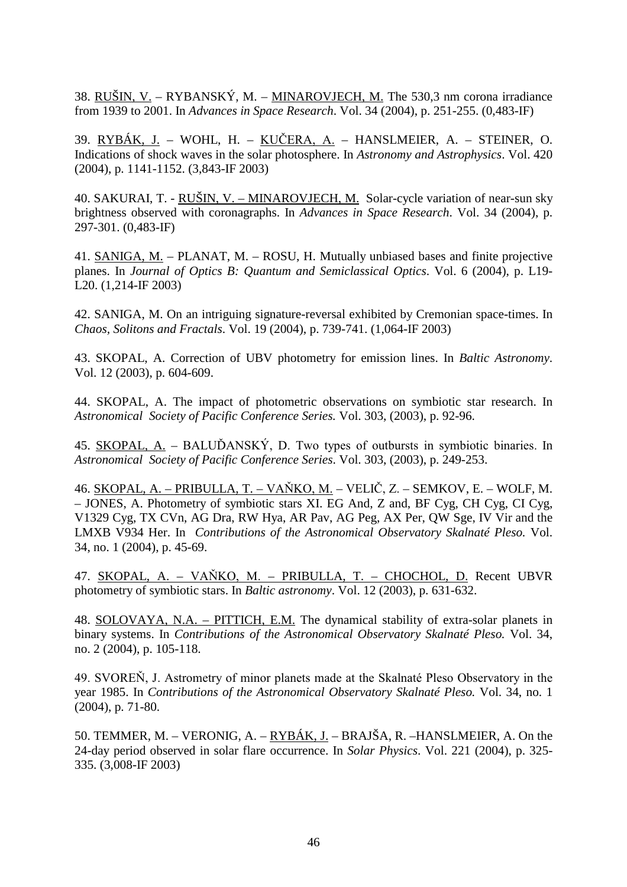38. RUŠIN, V. – RYBANSKÝ, M. – MINAROVJECH, M. The 530,3 nm corona irradiance from 1939 to 2001. In *Advances in Space Research*. Vol. 34 (2004), p. 251-255. (0,483-IF)

39. RYBÁK, J. – WOHL, H. – KUČERA, A. – HANSLMEIER, A. – STEINER, O. Indications of shock waves in the solar photosphere. In *Astronomy and Astrophysics*. Vol. 420 (2004), p. 1141-1152. (3,843-IF 2003)

40. SAKURAI, T. - RUŠIN, V. – MINAROVJECH, M. Solar-cycle variation of near-sun sky brightness observed with coronagraphs. In *Advances in Space Research*. Vol. 34 (2004), p. 297-301. (0,483-IF)

41. SANIGA, M. – PLANAT, M. – ROSU, H. Mutually unbiased bases and finite projective planes. In *Journal of Optics B: Quantum and Semiclassical Optics*. Vol. 6 (2004), p. L19-L20. (1,214-IF 2003)

42. SANIGA, M. On an intriguing signature-reversal exhibited by Cremonian space-times. In *Chaos, Solitons and Fractals*. Vol. 19 (2004), p. 739-741. (1,064-IF 2003)

43. SKOPAL, A. Correction of UBV photometry for emission lines. In *Baltic Astronomy*. Vol. 12 (2003), p. 604-609.

44. SKOPAL, A. The impact of photometric observations on symbiotic star research. In *Astronomical Society of Pacific Conference Series.* Vol. 303, (2003), p. 92-96.

45. SKOPAL, A. – BALUĎANSKÝ, D. Two types of outbursts in symbiotic binaries. In *Astronomical Society of Pacific Conference Series*. Vol. 303, (2003), p. 249-253.

46. SKOPAL, A. – PRIBULLA, T. – VAŇKO, M. – VELIČ, Z. – SEMKOV, E. – WOLF, M. – JONES, A. Photometry of symbiotic stars XI. EG And, Z and, BF Cyg, CH Cyg, CI Cyg, V1329 Cyg, TX CVn, AG Dra, RW Hya, AR Pav, AG Peg, AX Per, QW Sge, IV Vir and the LMXB V934 Her. In *Contributions of the Astronomical Observatory Skalnaté Pleso.* Vol. 34, no. 1 (2004), p. 45-69.

47. SKOPAL, A. – VAŇKO, M. – PRIBULLA, T. – CHOCHOL, D. Recent UBVR photometry of symbiotic stars. In *Baltic astronomy*. Vol. 12 (2003), p. 631-632.

48. SOLOVAYA, N.A. – PITTICH, E.M. The dynamical stability of extra-solar planets in binary systems. In *Contributions of the Astronomical Observatory Skalnaté Pleso.* Vol. 34, no. 2 (2004), p. 105-118.

49. SVOREŇ, J. Astrometry of minor planets made at the Skalnaté Pleso Observatory in the year 1985. In *Contributions of the Astronomical Observatory Skalnaté Pleso.* Vol. 34, no. 1 (2004), p. 71-80.

50. TEMMER, M. – VERONIG, A. – RYBÁK, J. – BRAJŠA, R. –HANSLMEIER, A. On the 24-day period observed in solar flare occurrence. In *Solar Physics*. Vol. 221 (2004), p. 325-335. (3,008-IF 2003)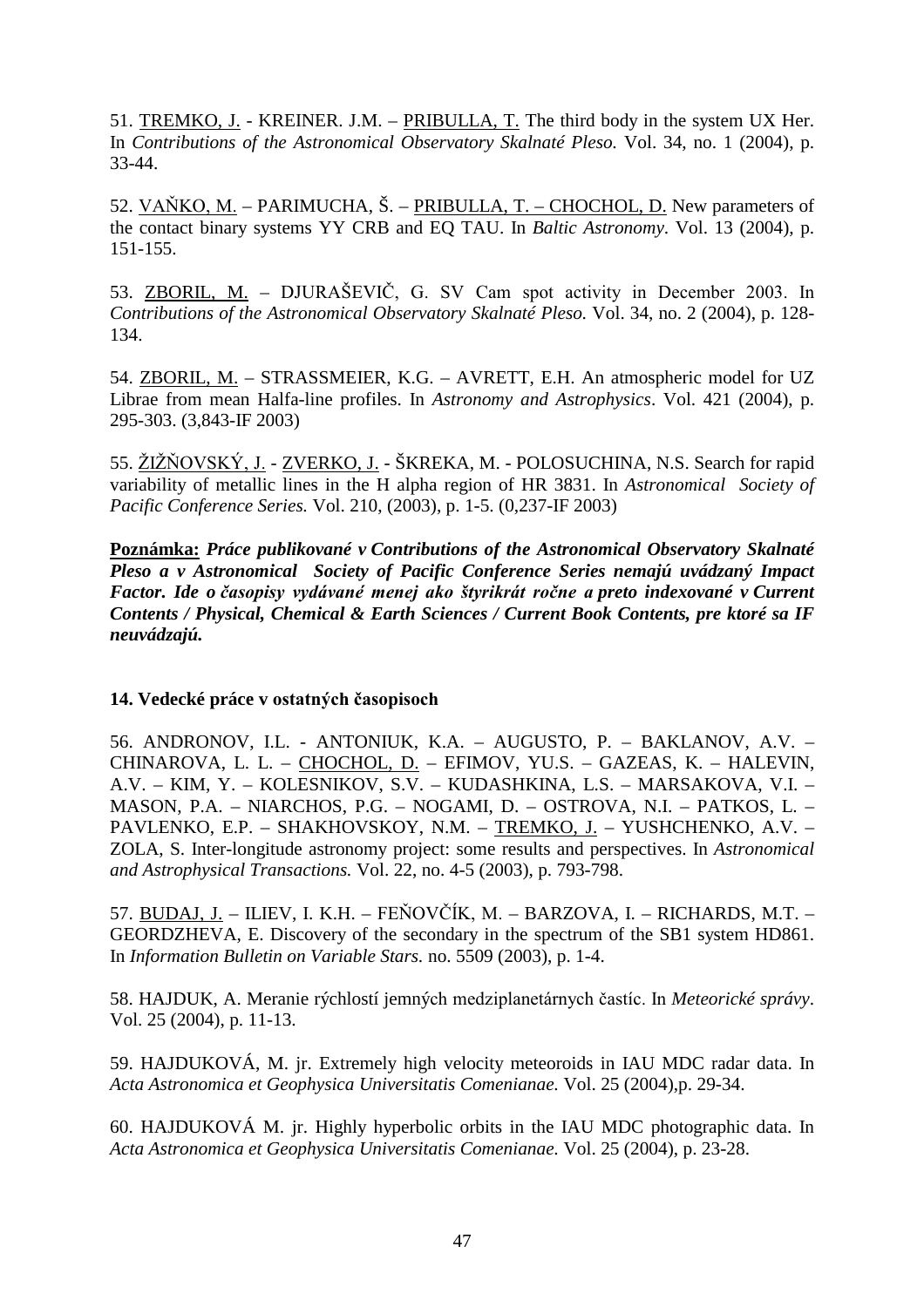51. <u>TREMKO, J.</u> - KREINER. J.M. – <u>PRIBULLA, T.</u> The third body in the system UX Her. In *Contributions of the Astronomical Observatory Skalnaté Pleso.* Vol. 34, no. 1 (2004), p. 33-44.

52. <u>VAŇKO, M.</u> – PARIMUCHA, Š. – <u>PRIBULLA, T. – CHOCHOL, D.</u> New parameters of the contact binary systems YY CRB and EQ TAU. In *Baltic Astronomy*. Vol. 13 (2004), p. 151-155.

53. <u>ZBORIL, M.</u> – DJURAŠEVIČ, G. SV Cam spot activity in December 2003. In *Contributions of the Astronomical Observatory Skalnaté Pleso.* Vol. 34, no. 2 (2004), p. 128-134.

54. <u>ZBORIL, M.</u> – STRASSMEIER, K.G. – AVRETT, E.H. An atmospheric model for UZ Librae from mean Halfa-line profiles. In *Astronomy and Astrophysics*. Vol. 421 (2004), p. 295-303. (3,843-IF 2003)

55. <u>ŽIŽŇOVSKÝ, J.</u> - <u>ZVERKO, J.</u> - ŠKREKA, M. - POLOSUCHINA, N.S. Search for rapid variability of metallic lines in the H alpha region of HR 3831. In *Astronomical Society of Pacific Conference Series.* Vol. 210, (2003), p. 1-5. (0,237-IF 2003)

<u>**Poznámka:**</u> ***Práce publikované v Contributions of the Astronomical Observatory Skalnaté Pleso a v Astronomical Society of Pacific Conference Series nemajú uvádzaný Impact Factor. Ide o časopisy vydávané menej ako štyrikrát ročne a preto indexované v Current Contents / Physical, Chemical & Earth Sciences / Current Book Contents, pre ktoré sa IF neuvádzajú.***

### 14. Vedecké práce v ostatných časopisoch

56. ANDRONOV, I.L. - ANTONIUK, K.A. – AUGUSTO, P. – BAKLANOV, A.V. – CHINAROVA, L. L. – <u>CHOCHOL, D.</u> – EFIMOV, YU.S. – GAZEAS, K. – HALEVIN, A.V. – KIM, Y. – KOLESNIKOV, S.V. – KUDASHKINA, L.S. – MARSAKOVA, V.I. – MASON, P.A. – NIARCHOS, P.G. – NOGAMI, D. – OSTROVA, N.I. – PATKOS, L. – PAVLENKO, E.P. – SHAKHOVSKOY, N.M. – <u>TREMKO, J.</u> – YUSHCHENKO, A.V. – ZOLA, S. Inter-longitude astronomy project: some results and perspectives. In *Astronomical and Astrophysical Transactions.* Vol. 22, no. 4-5 (2003), p. 793-798.

57. <u>BUDAJ, J.</u> – ILIEV, I. K.H. – FEŇOVČÍK, M. – BARZOVA, I. – RICHARDS, M.T. – GEORDZHEVA, E. Discovery of the secondary in the spectrum of the SB1 system HD861. In *Information Bulletin on Variable Stars.* no. 5509 (2003), p. 1-4.

58. HAJDUK, A. Meranie rýchlostí jemných medziplanetárnych častíc. In *Meteorické správy*. Vol. 25 (2004), p. 11-13.

59. HAJDUKOVÁ, M. jr. Extremely high velocity meteoroids in IAU MDC radar data. In *Acta Astronomica et Geophysica Universitatis Comenianae.* Vol. 25 (2004),p. 29-34.

60. HAJDUKOVÁ M. jr. Highly hyperbolic orbits in the IAU MDC photographic data. In *Acta Astronomica et Geophysica Universitatis Comenianae.* Vol. 25 (2004), p. 23-28.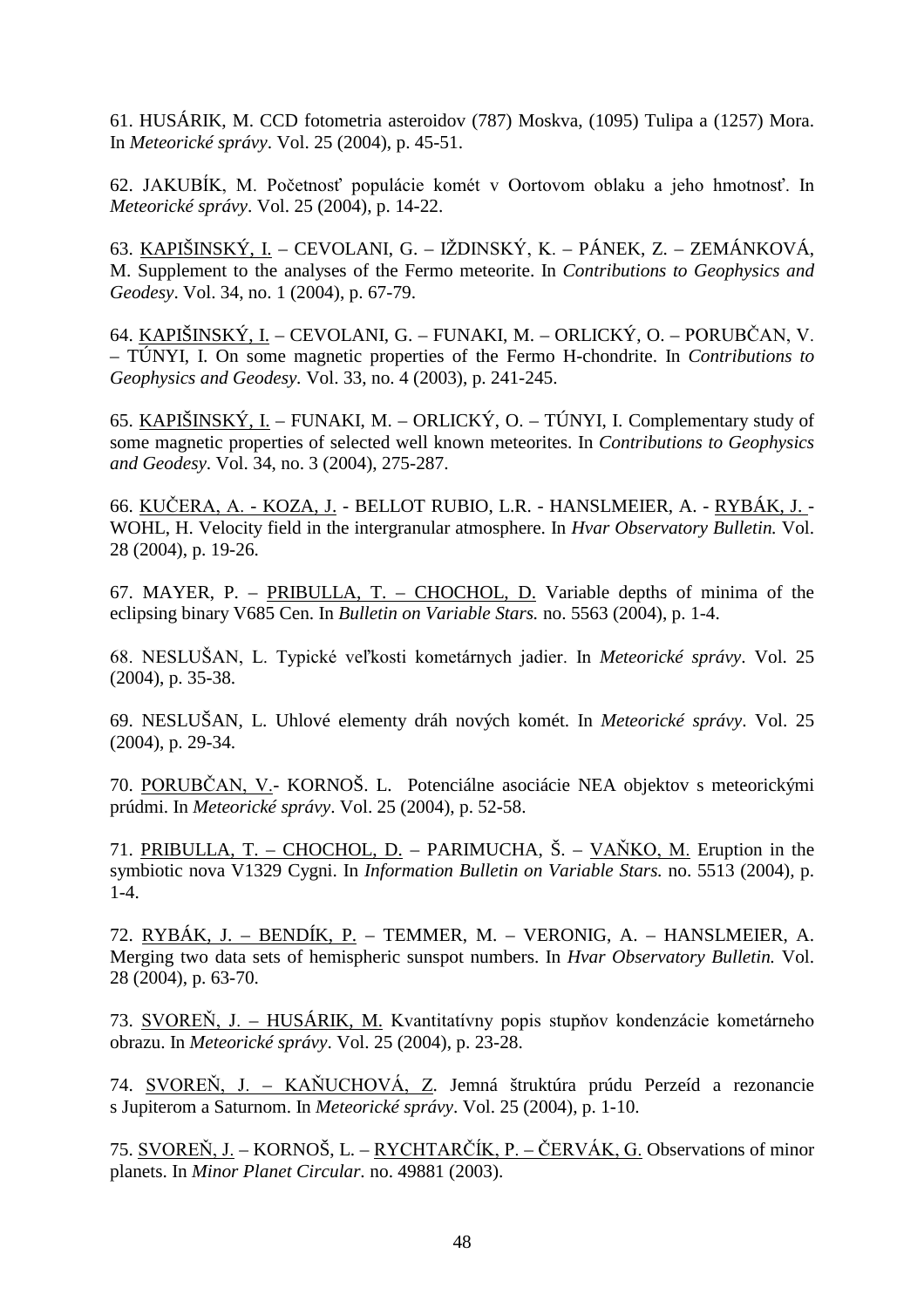61. HUSÁRIK, M. CCD fotometria asteroidov (787) Moskva, (1095) Tulipa a (1257) Mora. In *Meteorické správy*. Vol. 25 (2004), p. 45-51.

62. JAKUBÍK, M. Početnosť populácie komét v Oortovom oblaku a jeho hmotnosť. In *Meteorické správy*. Vol. 25 (2004), p. 14-22.

63. <u>KAPIŠINSKÝ, I.</u> – CEVOLANI, G. – IŽDINSKÝ, K. – PÁNEK, Z. – ZEMÁNKOVÁ, M. Supplement to the analyses of the Fermo meteorite. In *Contributions to Geophysics and Geodesy*. Vol. 34, no. 1 (2004), p. 67-79.

64. <u>KAPIŠINSKÝ, I.</u> – CEVOLANI, G. – FUNAKI, M. – ORLICKÝ, O. – PORUBČAN, V. – TÚNYI, I. On some magnetic properties of the Fermo H-chondrite. In *Contributions to Geophysics and Geodesy.* Vol. 33, no. 4 (2003), p. 241-245.

65. <u>KAPIŠINSKÝ, I.</u> – FUNAKI, M. – ORLICKÝ, O. – TÚNYI, I. Complementary study of some magnetic properties of selected well known meteorites. In *Contributions to Geophysics and Geodesy*. Vol. 34, no. 3 (2004), 275-287.

66. <u>KUČERA, A. - KOZA, J.</u> - BELLOT RUBIO, L.R. - HANSLMEIER, A. - <u>RYBÁK, J.</u> - WOHL, H. Velocity field in the intergranular atmosphere. In *Hvar Observatory Bulletin.* Vol. 28 (2004), p. 19-26.

67. MAYER, P. – <u>PRIBULLA, T. – CHOCHOL, D.</u> Variable depths of minima of the eclipsing binary V685 Cen. In *Bulletin on Variable Stars.* no. 5563 (2004), p. 1-4.

68. NESLUŠAN, L. Typické veľkosti kometárnych jadier. In *Meteorické správy*. Vol. 25 (2004), p. 35-38.

69. NESLUŠAN, L. Uhlové elementy dráh nových komét. In *Meteorické správy*. Vol. 25 (2004), p. 29-34.

70. <u>PORUBČAN, V.</u>- KORNOŠ. L. Potenciálne asociácie NEA objektov s meteorickými prúdmi. In *Meteorické správy*. Vol. 25 (2004), p. 52-58.

71. <u>PRIBULLA, T. – CHOCHOL, D.</u> – PARIMUCHA, Š. – <u>VAŇKO, M.</u> Eruption in the symbiotic nova V1329 Cygni. In *Information Bulletin on Variable Stars.* no. 5513 (2004), p. 1-4.

72. <u>RYBÁK, J. – BENDÍK, P.</u> – TEMMER, M. – VERONIG, A. – HANSLMEIER, A. Merging two data sets of hemispheric sunspot numbers. In *Hvar Observatory Bulletin.* Vol. 28 (2004), p. 63-70.

73. <u>SVOREŇ, J. – HUSÁRIK, M.</u> Kvantitatívny popis stupňov kondenzácie kometárneho obrazu. In *Meteorické správy*. Vol. 25 (2004), p. 23-28.

74. <u>SVOREŇ, J. – KAŇUCHOVÁ, Z.</u> Jemná štruktúra prúdu Perzeíd a rezonancie s Jupiterom a Saturnom. In *Meteorické správy*. Vol. 25 (2004), p. 1-10.

75. <u>SVOREŇ, J.</u> – KORNOŠ, L. – <u>RYCHTARČÍK, P. – ČERVÁK, G.</u> Observations of minor planets. In *Minor Planet Circular.* no. 49881 (2003).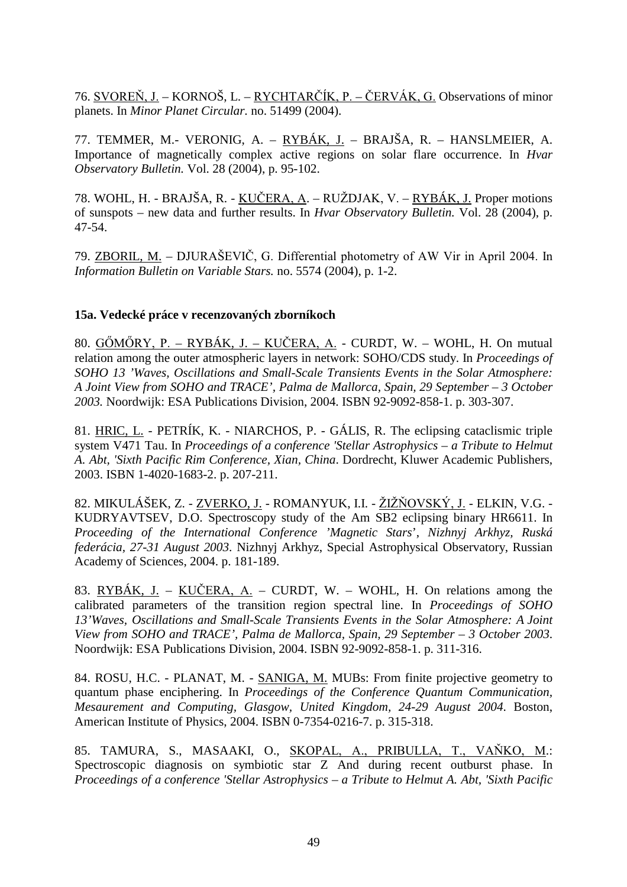76. <u>SVOREŇ, J.</u> – KORNOŠ, L. – <u>RYCHTARČÍK, P. – ČERVÁK, G.</u> Observations of minor planets. In *Minor Planet Circular*. no. 51499 (2004).

77. TEMMER, M.- VERONIG, A. – <u>RYBÁK, J.</u> – BRAJŠA, R. – HANSLMEIER, A. Importance of magnetically complex active regions on solar flare occurrence. In *Hvar Observatory Bulletin.* Vol. 28 (2004), p. 95-102.

78. WOHL, H. - BRAJŠA, R. - <u>KUČERA, A</u>. – RUŽDJAK, V. – <u>RYBÁK, J.</u> Proper motions of sunspots – new data and further results. In *Hvar Observatory Bulletin.* Vol. 28 (2004), p. 47-54.

79. <u>ZBORIL, M.</u> – DJURAŠEVIČ, G. Differential photometry of AW Vir in April 2004. In *Information Bulletin on Variable Stars.* no. 5574 (2004), p. 1-2.

**15a. Vedecké práce v recenzovaných zborníkoch**

80. <u>GŐMŐRY, P. – RYBÁK, J. – KUČERA, A.</u> - CURDT, W. – WOHL, H. On mutual relation among the outer atmospheric layers in network: SOHO/CDS study. In *Proceedings of SOHO 13 'Waves, Oscillations and Small-Scale Transients Events in the Solar Atmosphere: A Joint View from SOHO and TRACE', Palma de Mallorca, Spain, 29 September – 3 October 2003.* Noordwijk: ESA Publications Division, 2004. ISBN 92-9092-858-1. p. 303-307.

81. <u>HRIC, L.</u> - PETRÍK, K. - NIARCHOS, P. - GÁLIS, R. The eclipsing cataclismic triple system V471 Tau. In *Proceedings of a conference 'Stellar Astrophysics – a Tribute to Helmut A. Abt, 'Sixth Pacific Rim Conference, Xian, China*. Dordrecht, Kluwer Academic Publishers, 2003. ISBN 1-4020-1683-2. p. 207-211.

82. MIKULÁŠEK, Z. - <u>ZVERKO, J.</u> - ROMANYUK, I.I. - <u>ŽIŽŇOVSKÝ, J.</u> - ELKIN, V.G. - KUDRYAVTSEV, D.O. Spectroscopy study of the Am SB2 eclipsing binary HR6611. In *Proceeding of the International Conference 'Magnetic Stars', Nizhnyj Arkhyz, Ruská federácia, 27-31 August 2003*. Nizhnyj Arkhyz, Special Astrophysical Observatory, Russian Academy of Sciences, 2004. p. 181-189.

83. <u>RYBÁK, J.</u> – <u>KUČERA, A.</u> – CURDT, W. – WOHL, H. On relations among the calibrated parameters of the transition region spectral line. In *Proceedings of SOHO 13'Waves, Oscillations and Small-Scale Transients Events in the Solar Atmosphere: A Joint View from SOHO and TRACE', Palma de Mallorca, Spain, 29 September – 3 October 2003*. Noordwijk: ESA Publications Division, 2004. ISBN 92-9092-858-1. p. 311-316.

84. ROSU, H.C. - PLANAT, M. - <u>SANIGA, M.</u> MUBs: From finite projective geometry to quantum phase enciphering. In *Proceedings of the Conference Quantum Communication, Mesurement and Computing, Glasgow, United Kingdom, 24-29 August 2004*. Boston, American Institute of Physics, 2004. ISBN 0-7354-0216-7. p. 315-318.

85. TAMURA, S., MASAAKI, O., <u>SKOPAL, A., PRIBULLA, T., VAŇKO, M</u>.: Spectroscopic diagnosis on symbiotic star Z And during recent outburst phase. In *Proceedings of a conference 'Stellar Astrophysics – a Tribute to Helmut A. Abt, 'Sixth Pacific*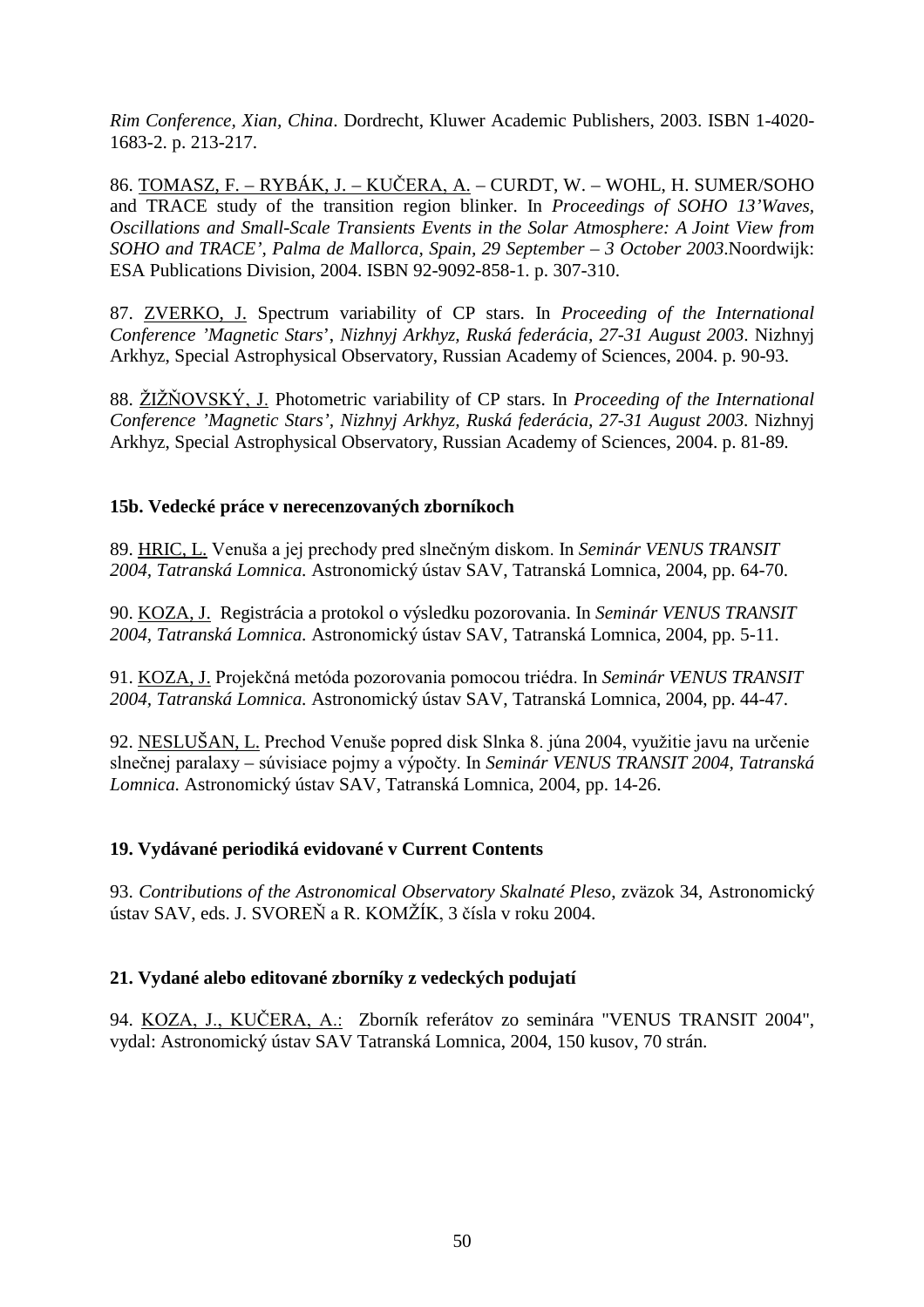*Rim Conference, Xian, China*. Dordrecht, Kluwer Academic Publishers, 2003. ISBN 1-4020-1683-2. p. 213-217.

86. TOMASZ, F. – RYBÁK, J. – KUČERA, A. – CURDT, W. – WOHL, H. SUMER/SOHO and TRACE study of the transition region blinker. In *Proceedings of SOHO 13'Waves, Oscillations and Small-Scale Transients Events in the Solar Atmosphere: A Joint View from SOHO and TRACE', Palma de Mallorca, Spain, 29 September – 3 October 2003*.Noordwijk: ESA Publications Division, 2004. ISBN 92-9092-858-1. p. 307-310.

87. ZVERKO, J. Spectrum variability of CP stars. In *Proceeding of the International Conference 'Magnetic Stars', Nizhnyj Arkhyz, Ruská federácia, 27-31 August 2003*. Nizhnyj Arkhyz, Special Astrophysical Observatory, Russian Academy of Sciences, 2004. p. 90-93.

88. ŽIŽŇOVSKÝ, J. Photometric variability of CP stars. In *Proceeding of the International Conference 'Magnetic Stars', Nizhnyj Arkhyz, Ruská federácia, 27-31 August 2003.* Nizhnyj Arkhyz, Special Astrophysical Observatory, Russian Academy of Sciences, 2004. p. 81-89.

### 15b. Vedecké práce v nerecenzovaných zborníkoch

89. HRIC, L. Venuša a jej prechody pred slnečným diskom. In *Seminár VENUS TRANSIT 2004, Tatranská Lomnica.* Astronomický ústav SAV, Tatranská Lomnica, 2004, pp. 64-70.

90. KOZA, J. Registrácia a protokol o výsledku pozorovania. In *Seminár VENUS TRANSIT 2004, Tatranská Lomnica.* Astronomický ústav SAV, Tatranská Lomnica, 2004, pp. 5-11.

91. KOZA, J. Projekčná metóda pozorovania pomocou triédra. In *Seminár VENUS TRANSIT 2004, Tatranská Lomnica.* Astronomický ústav SAV, Tatranská Lomnica, 2004, pp. 44-47.

92. NESLUŠAN, L. Prechod Venuše popred disk Slnka 8. júna 2004, využitie javu na určenie slnečnej paralaxy – súvisiace pojmy a výpočty. In *Seminár VENUS TRANSIT 2004, Tatranská Lomnica.* Astronomický ústav SAV, Tatranská Lomnica, 2004, pp. 14-26.

### 19. Vydávané periodiká evidované v Current Contents

93. *Contributions of the Astronomical Observatory Skalnaté Pleso*, zväzok 34, Astronomický ústav SAV, eds. J. SVOREŇ a R. KOMŽÍK, 3 čísla v roku 2004.

### 21. Vydané alebo editované zborníky z vedeckých podujatí

94. KOZA, J., KUČERA, A.: Zborník referátov zo seminára "VENUS TRANSIT 2004", vydal: Astronomický ústav SAV Tatranská Lomnica, 2004, 150 kusov, 70 strán.